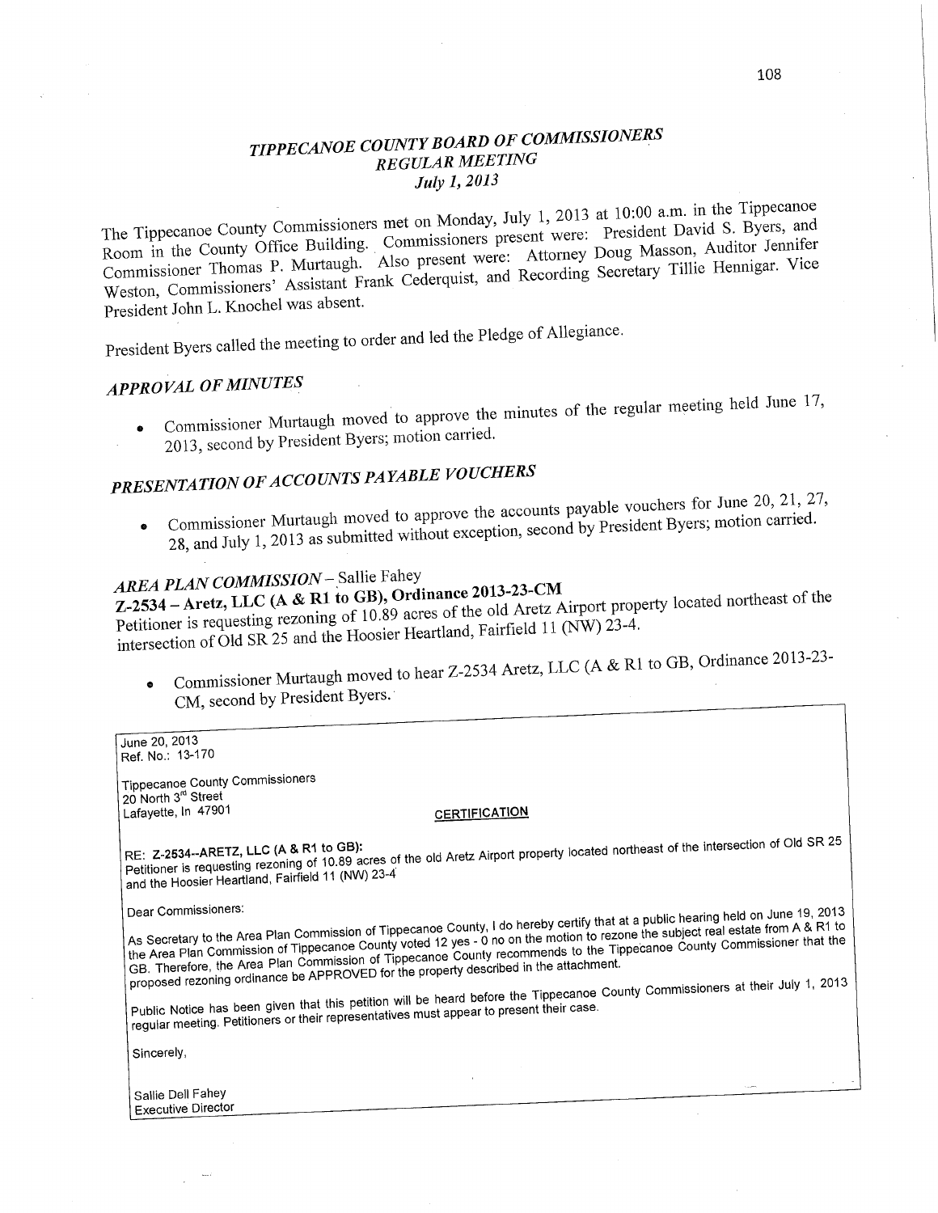# *TIPPECANOE COUNTY BOARD OF COMMISSIONERS*
## *REGULAR MEETING*
### *July 1, 2013*

The Tippecanoe County Commissioners met on Monday, July 1, 2013 at 10:00 a.m. in the Tippecanoe Room in the County Office Building. Commissioners present were: President David S. Byers, and Commissioner Thomas P. Murtaugh. Also present were: Attorney Doug Masson, Auditor Jennifer Weston, Commissioners' Assistant Frank Cederquist, and Recording Secretary Tillie Hennigar. Vice President John L. Knochel was absent.

President Byers called the meeting to order and led the Pledge of Allegiance.

## *APPROVAL OF MINUTES*

- Commissioner Murtaugh moved to approve the minutes of the regular meeting held June 17, 2013, second by President Byers; motion carried.

## *PRESENTATION OF ACCOUNTS PAYABLE VOUCHERS*

- Commissioner Murtaugh moved to approve the accounts payable vouchers for June 20, 21, 27, 28, and July 1, 2013 as submitted without exception, second by President Byers; motion carried.

## *AREA PLAN COMMISSION* – Sallie Fahey

**Z-2534 – Aretz, LLC (A & R1 to GB), Ordinance 2013-23-CM**

Petitioner is requesting rezoning of 10.89 acres of the old Aretz Airport property located northeast of the intersection of Old SR 25 and the Hoosier Heartland, Fairfield 11 (NW) 23-4.

- Commissioner Murtaugh moved to hear Z-2534 Aretz, LLC (A & R1 to GB, Ordinance 2013-23-CM, second by President Byers.

June 20, 2013
Ref. No.: 13-170

Tippecanoe County Commissioners
20 North 3rd Street
Lafayette, In 47901

**CERTIFICATION**

RE: **Z-2534--ARETZ, LLC (A & R1 to GB):**
Petitioner is requesting rezoning of 10.89 acres of the old Aretz Airport property located northeast of the intersection of Old SR 25 and the Hoosier Heartland, Fairfield 11 (NW) 23-4

Dear Commissioners:

As Secretary to the Area Plan Commission of Tippecanoe County, I do hereby certify that at a public hearing held on June 19, 2013 the Area Plan Commission of Tippecanoe County voted 12 yes - 0 no on the motion to rezone the subject real estate from A & R1 to GB. Therefore, the Area Plan Commission of Tippecanoe County recommends to the Tippecanoe County Commissioner that the proposed rezoning ordinance be APPROVED for the property described in the attachment.

Public Notice has been given that this petition will be heard before the Tippecanoe County Commissioners at their July 1, 2013 regular meeting. Petitioners or their representatives must appear to present their case.

Sincerely,

Sallie Dell Fahey
Executive Director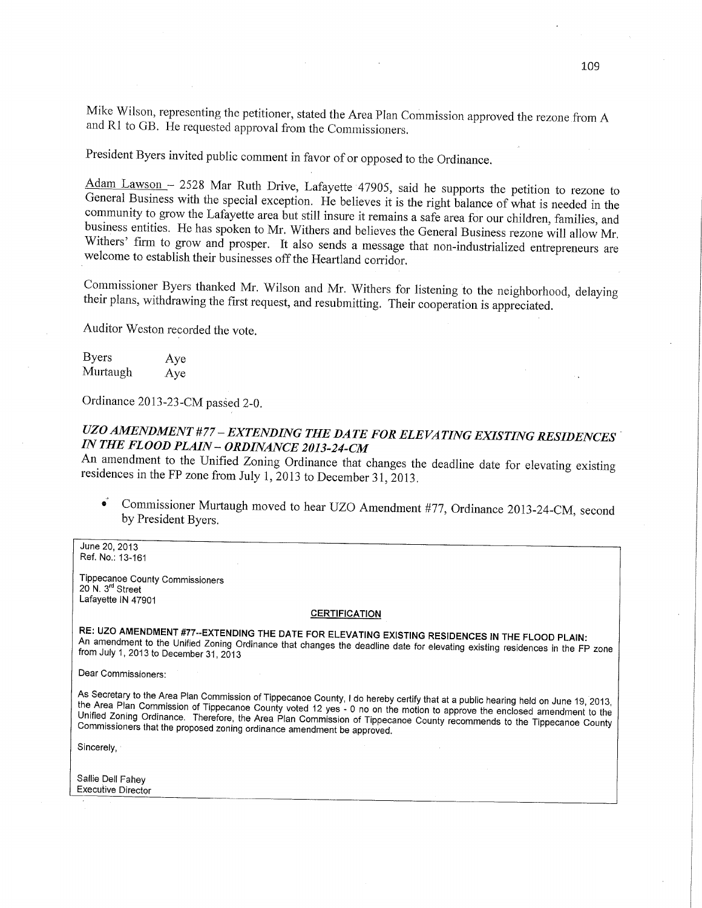Mike Wilson, representing the petitioner, stated the Area Plan Commission approved the rezone from A and R1 to GB. He requested approval from the Commissioners.

President Byers invited public comment in favor of or opposed to the Ordinance.

Adam Lawson – 2528 Mar Ruth Drive, Lafayette 47905, said he supports the petition to rezone to General Business with the special exception. He believes it is the right balance of what is needed in the community to grow the Lafayette area but still insure it remains a safe area for our children, families, and business entities. He has spoken to Mr. Withers and believes the General Business rezone will allow Mr. Withers' firm to grow and prosper. It also sends a message that non-industrialized entrepreneurs are welcome to establish their businesses off the Heartland corridor.

Commissioner Byers thanked Mr. Wilson and Mr. Withers for listening to the neighborhood, delaying their plans, withdrawing the first request, and resubmitting. Their cooperation is appreciated.

Auditor Weston recorded the vote.

| | |
|---|---|
| Byers | Aye |
| Murtaugh | Aye |

Ordinance 2013-23-CM passed 2-0.

## *UZO AMENDMENT #77 – EXTENDING THE DATE FOR ELEVATING EXISTING RESIDENCES IN THE FLOOD PLAIN – ORDINANCE 2013-24-CM*

An amendment to the Unified Zoning Ordinance that changes the deadline date for elevating existing residences in the FP zone from July 1, 2013 to December 31, 2013.

- Commissioner Murtaugh moved to hear UZO Amendment #77, Ordinance 2013-24-CM, second by President Byers.

June 20, 2013
Ref. No.: 13-161

Tippecanoe County Commissioners
20 N. 3rd Street
Lafayette IN 47901

**CERTIFICATION**

**RE: UZO AMENDMENT #77--EXTENDING THE DATE FOR ELEVATING EXISTING RESIDENCES IN THE FLOOD PLAIN:**
An amendment to the Unified Zoning Ordinance that changes the deadline date for elevating existing residences in the FP zone from July 1, 2013 to December 31, 2013

Dear Commissioners:

As Secretary to the Area Plan Commission of Tippecanoe County, I do hereby certify that at a public hearing held on June 19, 2013, the Area Plan Commission of Tippecanoe County voted 12 yes - 0 no on the motion to approve the enclosed amendment to the Unified Zoning Ordinance. Therefore, the Area Plan Commission of Tippecanoe County recommends to the Tippecanoe County Commissioners that the proposed zoning ordinance amendment be approved.

Sincerely,

Sallie Dell Fahey
Executive Director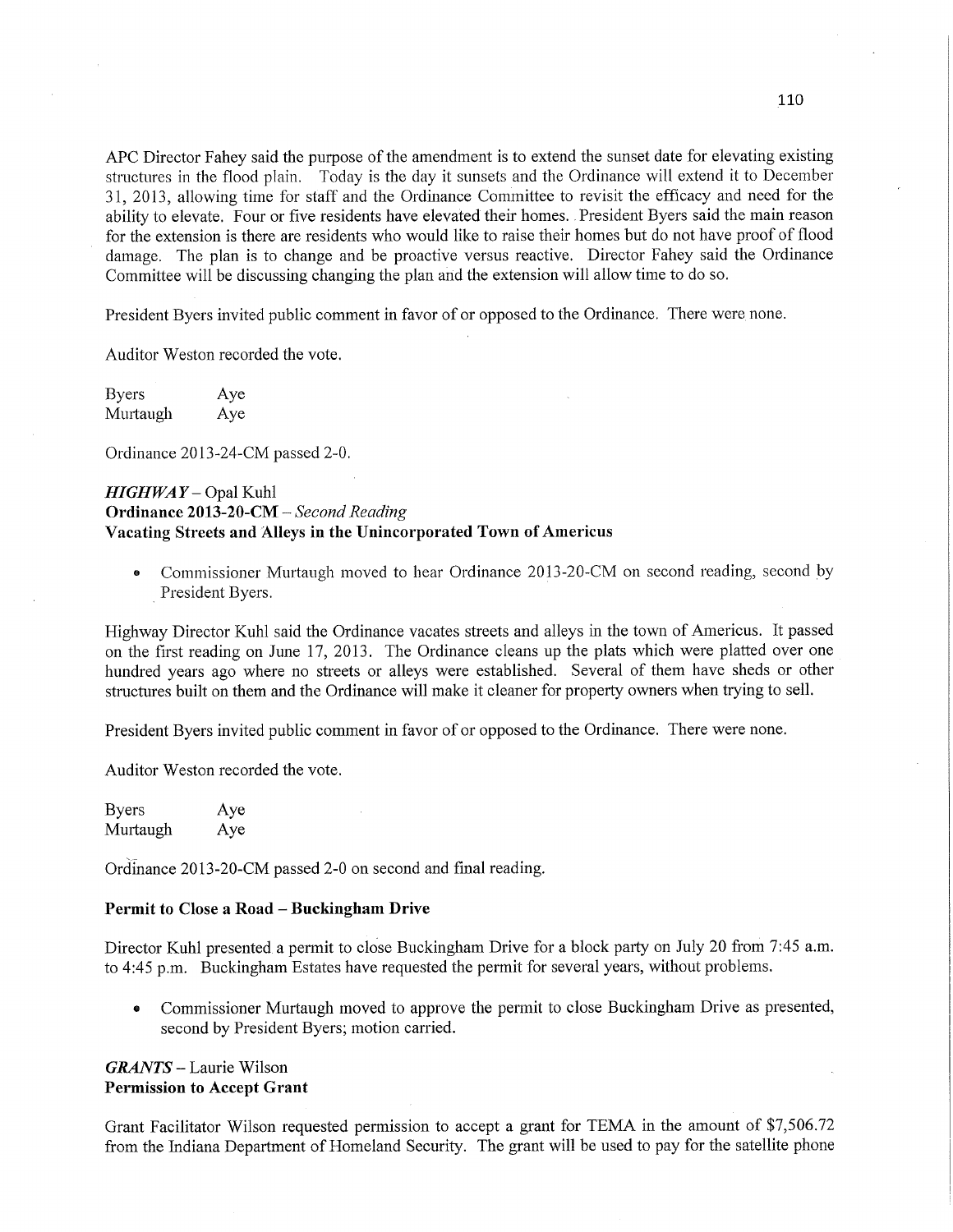APC Director Fahey said the purpose of the amendment is to extend the sunset date for elevating existing structures in the flood plain. Today is the day it sunsets and the Ordinance will extend it to December 31, 2013, allowing time for staff and the Ordinance Committee to revisit the efficacy and need for the ability to elevate. Four or five residents have elevated their homes. President Byers said the main reason for the extension is there are residents who would like to raise their homes but do not have proof of flood damage. The plan is to change and be proactive versus reactive. Director Fahey said the Ordinance Committee will be discussing changing the plan and the extension will allow time to do so.

President Byers invited public comment in favor of or opposed to the Ordinance. There were none.

Auditor Weston recorded the vote.

| | |
|---|---|
| Byers | Aye |
| Murtaugh | Aye |

Ordinance 2013-24-CM passed 2-0.

***HIGHWAY*** **– Opal Kuhl**
**Ordinance 2013-20-CM** – *Second Reading*
**Vacating Streets and Alleys in the Unincorporated Town of Americus**

- Commissioner Murtaugh moved to hear Ordinance 2013-20-CM on second reading, second by President Byers.

Highway Director Kuhl said the Ordinance vacates streets and alleys in the town of Americus. It passed on the first reading on June 17, 2013. The Ordinance cleans up the plats which were platted over one hundred years ago where no streets or alleys were established. Several of them have sheds or other structures built on them and the Ordinance will make it cleaner for property owners when trying to sell.

President Byers invited public comment in favor of or opposed to the Ordinance. There were none.

Auditor Weston recorded the vote.

| | |
|---|---|
| Byers | Aye |
| Murtaugh | Aye |

Ordinance 2013-20-CM passed 2-0 on second and final reading.

**Permit to Close a Road – Buckingham Drive**

Director Kuhl presented a permit to close Buckingham Drive for a block party on July 20 from 7:45 a.m. to 4:45 p.m. Buckingham Estates have requested the permit for several years, without problems.

- Commissioner Murtaugh moved to approve the permit to close Buckingham Drive as presented, second by President Byers; motion carried.

***GRANTS*** **– Laurie Wilson**
**Permission to Accept Grant**

Grant Facilitator Wilson requested permission to accept a grant for TEMA in the amount of $7,506.72 from the Indiana Department of Homeland Security. The grant will be used to pay for the satellite phone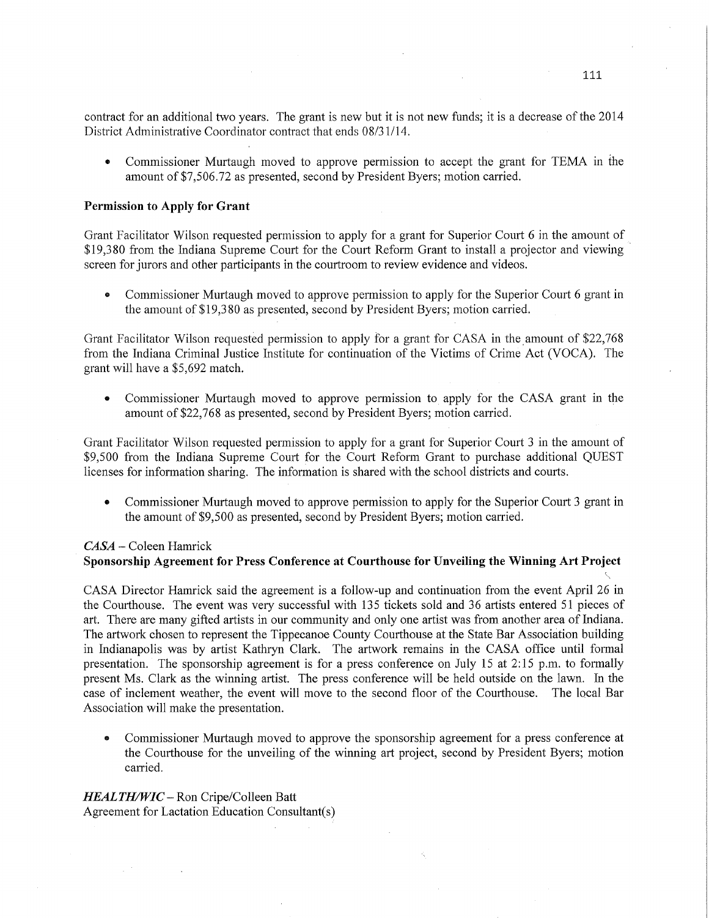contract for an additional two years. The grant is new but it is not new funds; it is a decrease of the 2014 District Administrative Coordinator contract that ends 08/31/14.

- Commissioner Murtaugh moved to approve permission to accept the grant for TEMA in the amount of $7,506.72 as presented, second by President Byers; motion carried.

**Permission to Apply for Grant**

Grant Facilitator Wilson requested permission to apply for a grant for Superior Court 6 in the amount of $19,380 from the Indiana Supreme Court for the Court Reform Grant to install a projector and viewing screen for jurors and other participants in the courtroom to review evidence and videos.

- Commissioner Murtaugh moved to approve permission to apply for the Superior Court 6 grant in the amount of $19,380 as presented, second by President Byers; motion carried.

Grant Facilitator Wilson requested permission to apply for a grant for CASA in the amount of $22,768 from the Indiana Criminal Justice Institute for continuation of the Victims of Crime Act (VOCA). The grant will have a $5,692 match.

- Commissioner Murtaugh moved to approve permission to apply for the CASA grant in the amount of $22,768 as presented, second by President Byers; motion carried.

Grant Facilitator Wilson requested permission to apply for a grant for Superior Court 3 in the amount of $9,500 from the Indiana Supreme Court for the Court Reform Grant to purchase additional QUEST licenses for information sharing. The information is shared with the school districts and courts.

- Commissioner Murtaugh moved to approve permission to apply for the Superior Court 3 grant in the amount of $9,500 as presented, second by President Byers; motion carried.

***CASA*** – Coleen Hamrick
**Sponsorship Agreement for Press Conference at Courthouse for Unveiling the Winning Art Project**

CASA Director Hamrick said the agreement is a follow-up and continuation from the event April 26 in the Courthouse. The event was very successful with 135 tickets sold and 36 artists entered 51 pieces of art. There are many gifted artists in our community and only one artist was from another area of Indiana. The artwork chosen to represent the Tippecanoe County Courthouse at the State Bar Association building in Indianapolis was by artist Kathryn Clark. The artwork remains in the CASA office until formal presentation. The sponsorship agreement is for a press conference on July 15 at 2:15 p.m. to formally present Ms. Clark as the winning artist. The press conference will be held outside on the lawn. In the case of inclement weather, the event will move to the second floor of the Courthouse. The local Bar Association will make the presentation.

- Commissioner Murtaugh moved to approve the sponsorship agreement for a press conference at the Courthouse for the unveiling of the winning art project, second by President Byers; motion carried.

***HEALTH/WIC*** – Ron Cripe/Colleen Batt
Agreement for Lactation Education Consultant(s)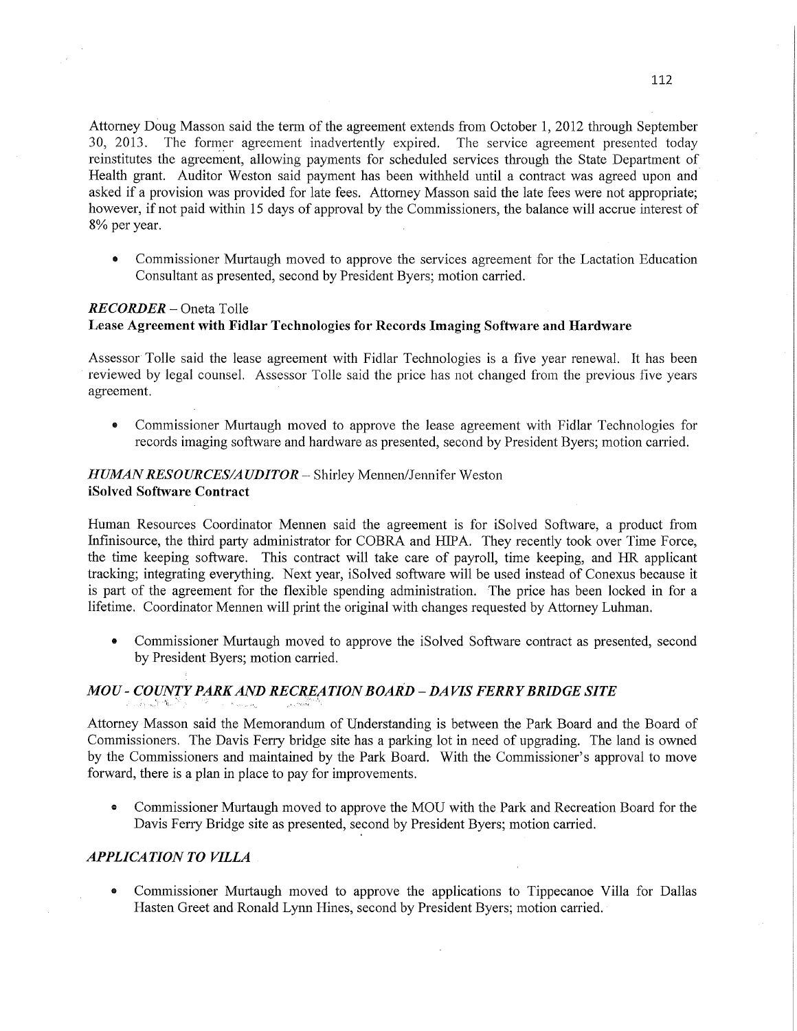Attorney Doug Masson said the term of the agreement extends from October 1, 2012 through September 30, 2013. The former agreement inadvertently expired. The service agreement presented today reinstitutes the agreement, allowing payments for scheduled services through the State Department of Health grant. Auditor Weston said payment has been withheld until a contract was agreed upon and asked if a provision was provided for late fees. Attorney Masson said the late fees were not appropriate; however, if not paid within 15 days of approval by the Commissioners, the balance will accrue interest of 8% per year.

- Commissioner Murtaugh moved to approve the services agreement for the Lactation Education Consultant as presented, second by President Byers; motion carried.

***RECORDER*** – Oneta Tolle
**Lease Agreement with Fidlar Technologies for Records Imaging Software and Hardware**

Assessor Tolle said the lease agreement with Fidlar Technologies is a five year renewal. It has been reviewed by legal counsel. Assessor Tolle said the price has not changed from the previous five years agreement.

- Commissioner Murtaugh moved to approve the lease agreement with Fidlar Technologies for records imaging software and hardware as presented, second by President Byers; motion carried.

***HUMAN RESOURCES/AUDITOR*** – Shirley Mennen/Jennifer Weston
**iSolved Software Contract**

Human Resources Coordinator Mennen said the agreement is for iSolved Software, a product from Infinisource, the third party administrator for COBRA and HIPA. They recently took over Time Force, the time keeping software. This contract will take care of payroll, time keeping, and HR applicant tracking; integrating everything. Next year, iSolved software will be used instead of Conexus because it is part of the agreement for the flexible spending administration. The price has been locked in for a lifetime. Coordinator Mennen will print the original with changes requested by Attorney Luhman.

- Commissioner Murtaugh moved to approve the iSolved Software contract as presented, second by President Byers; motion carried.

***MOU - COUNTY PARK AND RECREATION BOARD – DAVIS FERRY BRIDGE SITE***

Attorney Masson said the Memorandum of Understanding is between the Park Board and the Board of Commissioners. The Davis Ferry bridge site has a parking lot in need of upgrading. The land is owned by the Commissioners and maintained by the Park Board. With the Commissioner's approval to move forward, there is a plan in place to pay for improvements.

- Commissioner Murtaugh moved to approve the MOU with the Park and Recreation Board for the Davis Ferry Bridge site as presented, second by President Byers; motion carried.

***APPLICATION TO VILLA***

- Commissioner Murtaugh moved to approve the applications to Tippecanoe Villa for Dallas Hasten Greet and Ronald Lynn Hines, second by President Byers; motion carried.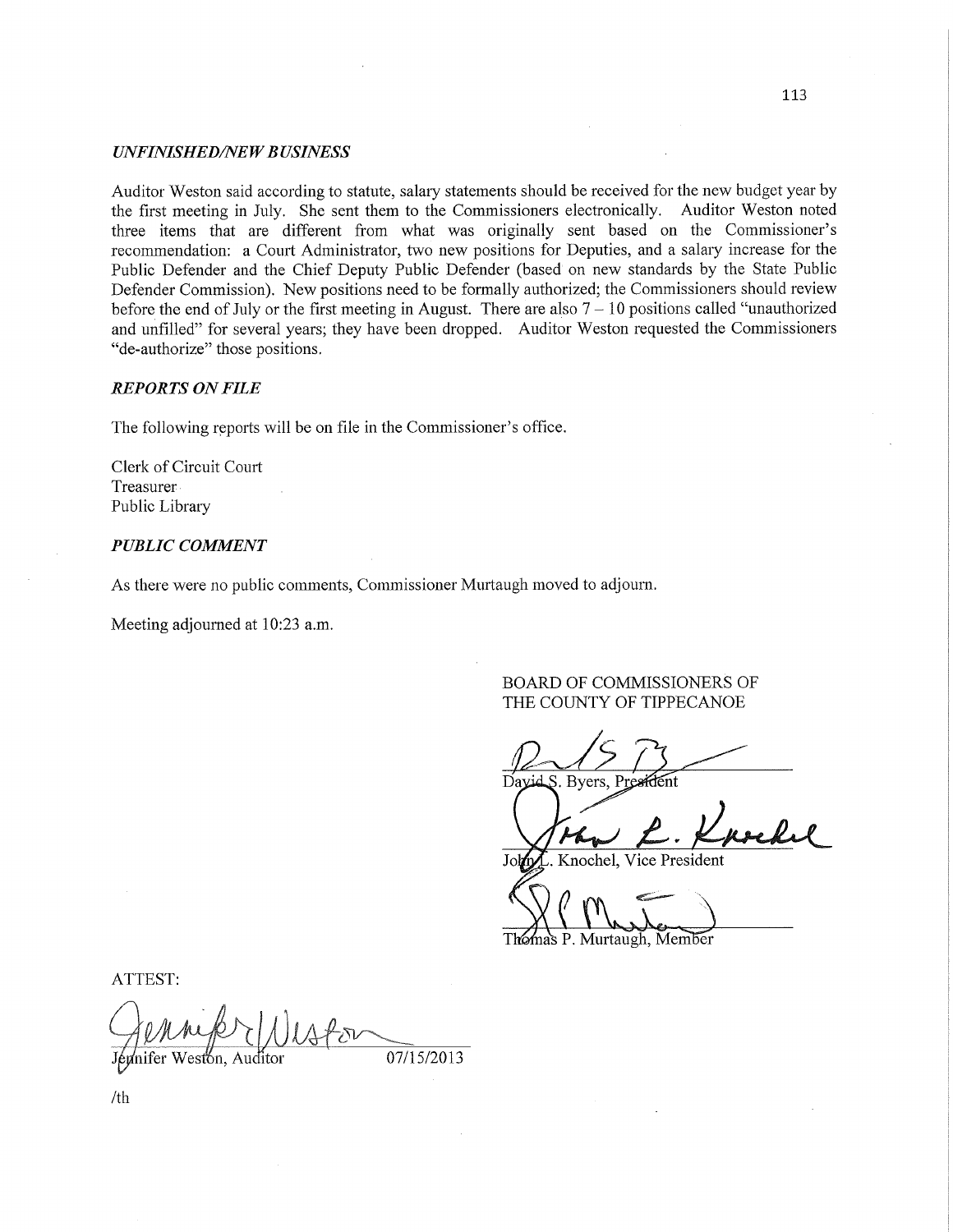### *UNFINISHED/NEW BUSINESS*

Auditor Weston said according to statute, salary statements should be received for the new budget year by the first meeting in July. She sent them to the Commissioners electronically. Auditor Weston noted three items that are different from what was originally sent based on the Commissioner's recommendation: a Court Administrator, two new positions for Deputies, and a salary increase for the Public Defender and the Chief Deputy Public Defender (based on new standards by the State Public Defender Commission). New positions need to be formally authorized; the Commissioners should review before the end of July or the first meeting in August. There are also 7 – 10 positions called "unauthorized and unfilled" for several years; they have been dropped. Auditor Weston requested the Commissioners "de-authorize" those positions.

### *REPORTS ON FILE*

The following reports will be on file in the Commissioner's office.

Clerk of Circuit Court
Treasurer
Public Library

### *PUBLIC COMMENT*

As there were no public comments, Commissioner Murtaugh moved to adjourn.

Meeting adjourned at 10:23 a.m.

BOARD OF COMMISSIONERS OF
THE COUNTY OF TIPPECANOE

David S. Byers, President

John L. Knochel, Vice President

Thomas P. Murtaugh, Member

ATTEST:

Jennifer Weston, Auditor 07/15/2013

/th